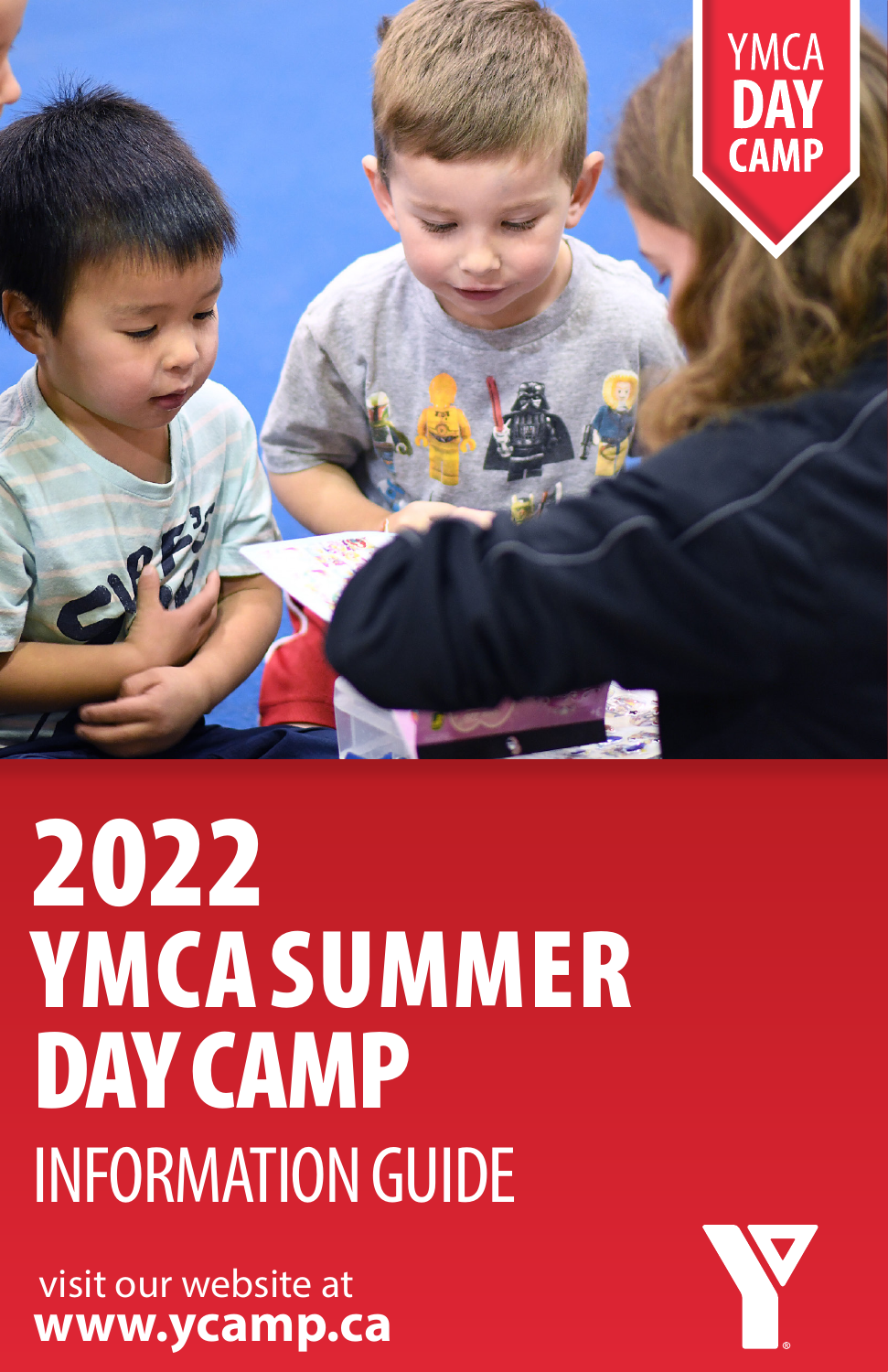YMCA **DAY CAMP**

# 2022
# YMCA SUMMER DAY CAMP
## INFORMATION GUIDE

visit our website at
**www.ycamp.ca**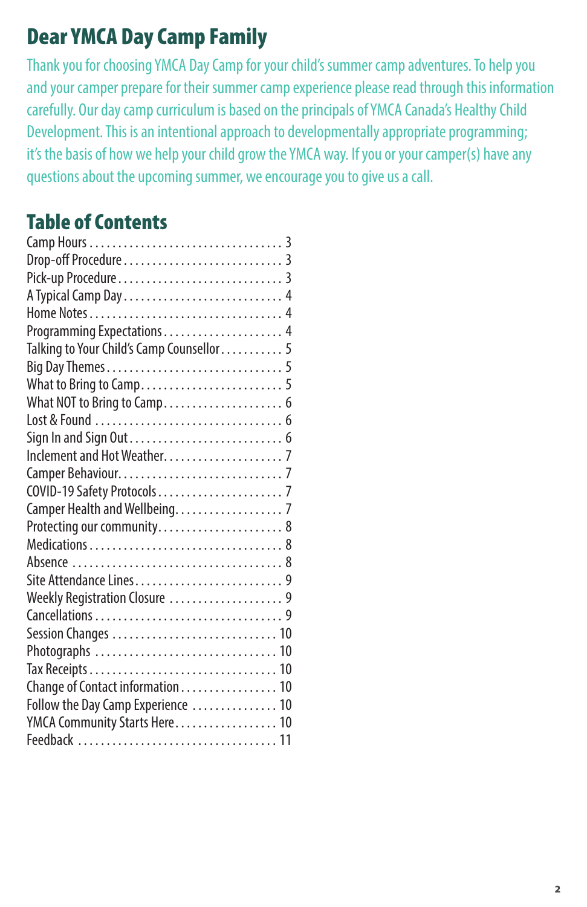# Dear YMCA Day Camp Family

Thank you for choosing YMCA Day Camp for your child's summer camp adventures. To help you and your camper prepare for their summer camp experience please read through this information carefully. Our day camp curriculum is based on the principals of YMCA Canada's Healthy Child Development. This is an intentional approach to developmentally appropriate programming; it's the basis of how we help your child grow the YMCA way. If you or your camper(s) have any questions about the upcoming summer, we encourage you to give us a call.

## Table of Contents

| Section | Page |
|---|---|
| Camp Hours | 3 |
| Drop-off Procedure | 3 |
| Pick-up Procedure | 3 |
| A Typical Camp Day | 4 |
| Home Notes | 4 |
| Programming Expectations | 4 |
| Talking to Your Child's Camp Counsellor | 5 |
| Big Day Themes | 5 |
| What to Bring to Camp | 5 |
| What NOT to Bring to Camp | 6 |
| Lost & Found | 6 |
| Sign In and Sign Out | 6 |
| Inclement and Hot Weather | 7 |
| Camper Behaviour | 7 |
| COVID-19 Safety Protocols | 7 |
| Camper Health and Wellbeing | 7 |
| Protecting our community | 8 |
| Medications | 8 |
| Absence | 8 |
| Site Attendance Lines | 9 |
| Weekly Registration Closure | 9 |
| Cancellations | 9 |
| Session Changes | 10 |
| Photographs | 10 |
| Tax Receipts | 10 |
| Change of Contact information | 10 |
| Follow the Day Camp Experience | 10 |
| YMCA Community Starts Here | 10 |
| Feedback | 11 |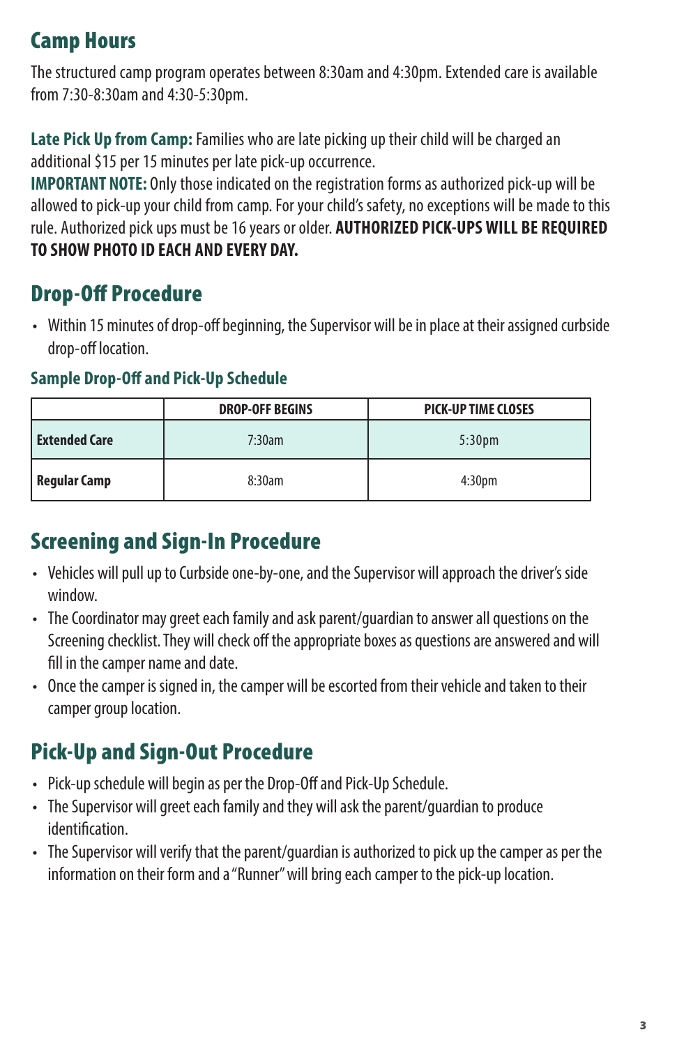## Camp Hours

The structured camp program operates between 8:30am and 4:30pm. Extended care is available from 7:30-8:30am and 4:30-5:30pm.

**Late Pick Up from Camp:** Families who are late picking up their child will be charged an additional $15 per 15 minutes per late pick-up occurrence.
**IMPORTANT NOTE:** Only those indicated on the registration forms as authorized pick-up will be allowed to pick-up your child from camp. For your child's safety, no exceptions will be made to this rule. Authorized pick ups must be 16 years or older. **AUTHORIZED PICK-UPS WILL BE REQUIRED TO SHOW PHOTO ID EACH AND EVERY DAY.**

## Drop-Off Procedure

- Within 15 minutes of drop-off beginning, the Supervisor will be in place at their assigned curbside drop-off location.

### Sample Drop-Off and Pick-Up Schedule

| | DROP-OFF BEGINS | PICK-UP TIME CLOSES |
|---|---|---|
| **Extended Care** | 7:30am | 5:30pm |
| **Regular Camp** | 8:30am | 4:30pm |

## Screening and Sign-In Procedure

- Vehicles will pull up to Curbside one-by-one, and the Supervisor will approach the driver's side window.
- The Coordinator may greet each family and ask parent/guardian to answer all questions on the Screening checklist. They will check off the appropriate boxes as questions are answered and will fill in the camper name and date.
- Once the camper is signed in, the camper will be escorted from their vehicle and taken to their camper group location.

## Pick-Up and Sign-Out Procedure

- Pick-up schedule will begin as per the Drop-Off and Pick-Up Schedule.
- The Supervisor will greet each family and they will ask the parent/guardian to produce identification.
- The Supervisor will verify that the parent/guardian is authorized to pick up the camper as per the information on their form and a "Runner" will bring each camper to the pick-up location.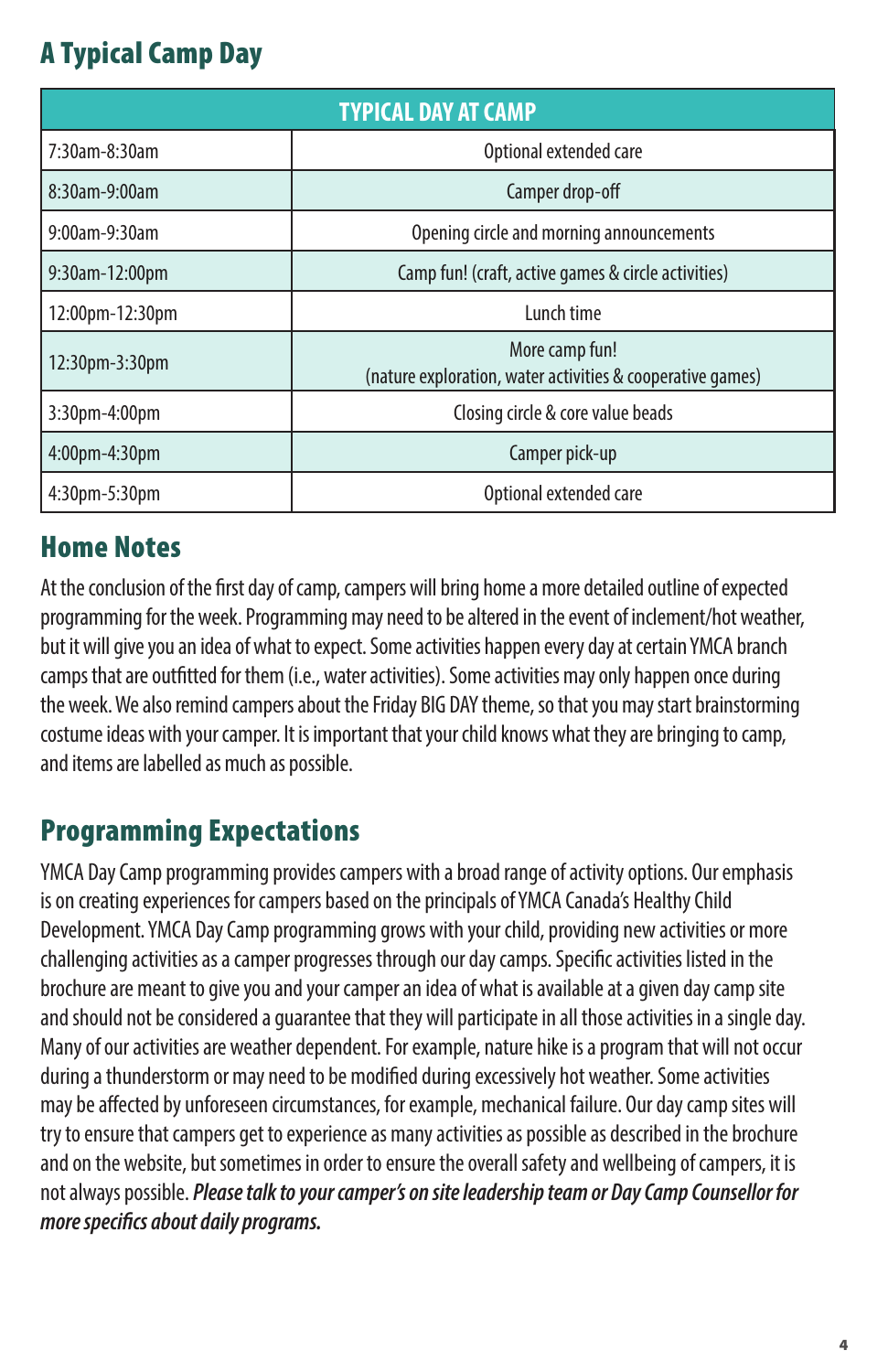## A Typical Camp Day

| TYPICAL DAY AT CAMP | |
|---|---|
| 7:30am-8:30am | Optional extended care |
| 8:30am-9:00am | Camper drop-off |
| 9:00am-9:30am | Opening circle and morning announcements |
| 9:30am-12:00pm | Camp fun! (craft, active games & circle activities) |
| 12:00pm-12:30pm | Lunch time |
| 12:30pm-3:30pm | More camp fun! (nature exploration, water activities & cooperative games) |
| 3:30pm-4:00pm | Closing circle & core value beads |
| 4:00pm-4:30pm | Camper pick-up |
| 4:30pm-5:30pm | Optional extended care |

## Home Notes

At the conclusion of the first day of camp, campers will bring home a more detailed outline of expected programming for the week. Programming may need to be altered in the event of inclement/hot weather, but it will give you an idea of what to expect. Some activities happen every day at certain YMCA branch camps that are outfitted for them (i.e., water activities). Some activities may only happen once during the week. We also remind campers about the Friday BIG DAY theme, so that you may start brainstorming costume ideas with your camper. It is important that your child knows what they are bringing to camp, and items are labelled as much as possible.

## Programming Expectations

YMCA Day Camp programming provides campers with a broad range of activity options. Our emphasis is on creating experiences for campers based on the principals of YMCA Canada's Healthy Child Development. YMCA Day Camp programming grows with your child, providing new activities or more challenging activities as a camper progresses through our day camps. Specific activities listed in the brochure are meant to give you and your camper an idea of what is available at a given day camp site and should not be considered a guarantee that they will participate in all those activities in a single day. Many of our activities are weather dependent. For example, nature hike is a program that will not occur during a thunderstorm or may need to be modified during excessively hot weather. Some activities may be affected by unforeseen circumstances, for example, mechanical failure. Our day camp sites will try to ensure that campers get to experience as many activities as possible as described in the brochure and on the website, but sometimes in order to ensure the overall safety and wellbeing of campers, it is not always possible. ***Please talk to your camper's on site leadership team or Day Camp Counsellor for more specifics about daily programs.***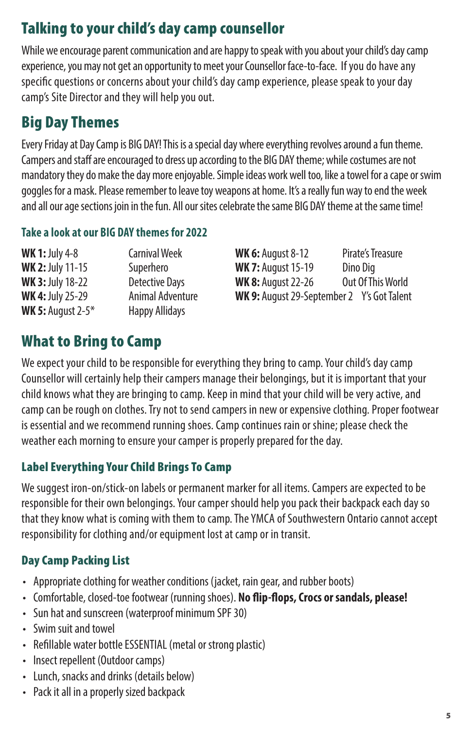## Talking to your child's day camp counsellor

While we encourage parent communication and are happy to speak with you about your child's day camp experience, you may not get an opportunity to meet your Counsellor face-to-face. If you do have any specific questions or concerns about your child's day camp experience, please speak to your day camp's Site Director and they will help you out.

## Big Day Themes

Every Friday at Day Camp is BIG DAY! This is a special day where everything revolves around a fun theme. Campers and staff are encouraged to dress up according to the BIG DAY theme; while costumes are not mandatory they do make the day more enjoyable. Simple ideas work well too, like a towel for a cape or swim goggles for a mask. Please remember to leave toy weapons at home. It's a really fun way to end the week and all our age sections join in the fun. All our sites celebrate the same BIG DAY theme at the same time!

### Take a look at our BIG DAY themes for 2022

| Week | Theme |
|---|---|
| **WK 1:** July 4-8 | Carnival Week |
| **WK 2:** July 11-15 | Superhero |
| **WK 3:** July 18-22 | Detective Days |
| **WK 4:** July 25-29 | Animal Adventure |
| **WK 5:** August 2-5* | Happy Allidays |
| **WK 6:** August 8-12 | Pirate's Treasure |
| **WK 7:** August 15-19 | Dino Dig |
| **WK 8:** August 22-26 | Out Of This World |
| **WK 9:** August 29-September 2 | Y's Got Talent |

## What to Bring to Camp

We expect your child to be responsible for everything they bring to camp. Your child's day camp Counsellor will certainly help their campers manage their belongings, but it is important that your child knows what they are bringing to camp. Keep in mind that your child will be very active, and camp can be rough on clothes. Try not to send campers in new or expensive clothing. Proper footwear is essential and we recommend running shoes. Camp continues rain or shine; please check the weather each morning to ensure your camper is properly prepared for the day.

### Label Everything Your Child Brings To Camp

We suggest iron-on/stick-on labels or permanent marker for all items. Campers are expected to be responsible for their own belongings. Your camper should help you pack their backpack each day so that they know what is coming with them to camp. The YMCA of Southwestern Ontario cannot accept responsibility for clothing and/or equipment lost at camp or in transit.

### Day Camp Packing List

- Appropriate clothing for weather conditions (jacket, rain gear, and rubber boots)
- Comfortable, closed-toe footwear (running shoes). **No flip-flops, Crocs or sandals, please!**
- Sun hat and sunscreen (waterproof minimum SPF 30)
- Swim suit and towel
- Refillable water bottle ESSENTIAL (metal or strong plastic)
- Insect repellent (Outdoor camps)
- Lunch, snacks and drinks (details below)
- Pack it all in a properly sized backpack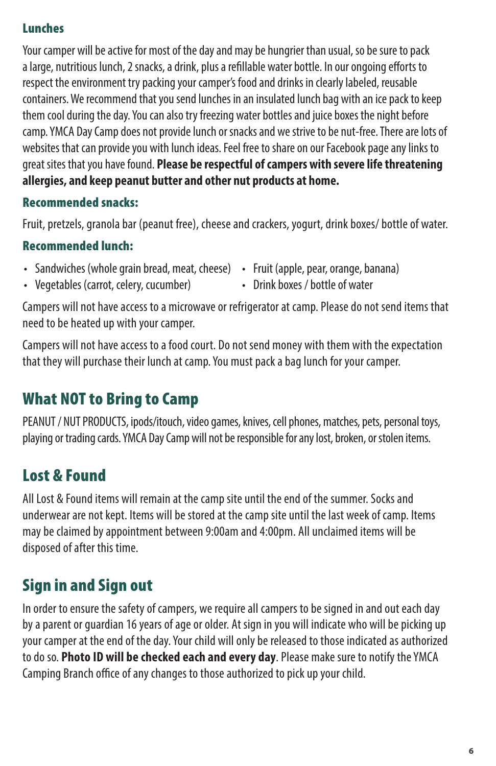### Lunches

Your camper will be active for most of the day and may be hungrier than usual, so be sure to pack a large, nutritious lunch, 2 snacks, a drink, plus a refillable water bottle. In our ongoing efforts to respect the environment try packing your camper's food and drinks in clearly labeled, reusable containers. We recommend that you send lunches in an insulated lunch bag with an ice pack to keep them cool during the day. You can also try freezing water bottles and juice boxes the night before camp. YMCA Day Camp does not provide lunch or snacks and we strive to be nut-free. There are lots of websites that can provide you with lunch ideas. Feel free to share on our Facebook page any links to great sites that you have found. **Please be respectful of campers with severe life threatening allergies, and keep peanut butter and other nut products at home.**

### Recommended snacks:

Fruit, pretzels, granola bar (peanut free), cheese and crackers, yogurt, drink boxes/ bottle of water.

### Recommended lunch:

- Sandwiches (whole grain bread, meat, cheese)
- Vegetables (carrot, celery, cucumber)
- Fruit (apple, pear, orange, banana)
- Drink boxes / bottle of water

Campers will not have access to a microwave or refrigerator at camp. Please do not send items that need to be heated up with your camper.

Campers will not have access to a food court. Do not send money with them with the expectation that they will purchase their lunch at camp. You must pack a bag lunch for your camper.

## What NOT to Bring to Camp

PEANUT / NUT PRODUCTS, ipods/itouch, video games, knives, cell phones, matches, pets, personal toys, playing or trading cards. YMCA Day Camp will not be responsible for any lost, broken, or stolen items.

## Lost & Found

All Lost & Found items will remain at the camp site until the end of the summer. Socks and underwear are not kept. Items will be stored at the camp site until the last week of camp. Items may be claimed by appointment between 9:00am and 4:00pm. All unclaimed items will be disposed of after this time.

## Sign in and Sign out

In order to ensure the safety of campers, we require all campers to be signed in and out each day by a parent or guardian 16 years of age or older. At sign in you will indicate who will be picking up your camper at the end of the day. Your child will only be released to those indicated as authorized to do so. **Photo ID will be checked each and every day**. Please make sure to notify the YMCA Camping Branch office of any changes to those authorized to pick up your child.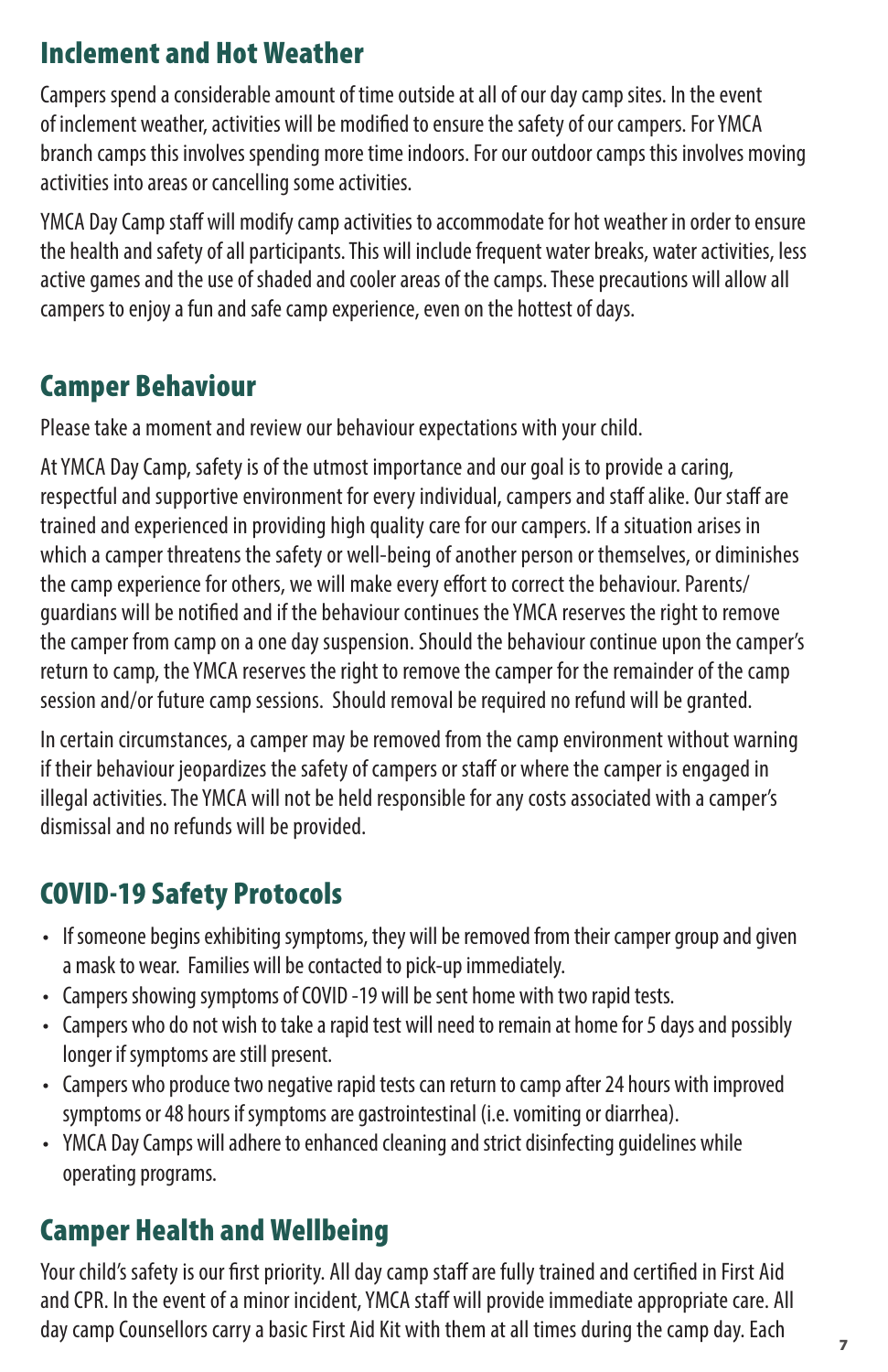## Inclement and Hot Weather

Campers spend a considerable amount of time outside at all of our day camp sites. In the event of inclement weather, activities will be modified to ensure the safety of our campers. For YMCA branch camps this involves spending more time indoors. For our outdoor camps this involves moving activities into areas or cancelling some activities.

YMCA Day Camp staff will modify camp activities to accommodate for hot weather in order to ensure the health and safety of all participants. This will include frequent water breaks, water activities, less active games and the use of shaded and cooler areas of the camps. These precautions will allow all campers to enjoy a fun and safe camp experience, even on the hottest of days.

## Camper Behaviour

Please take a moment and review our behaviour expectations with your child.

At YMCA Day Camp, safety is of the utmost importance and our goal is to provide a caring, respectful and supportive environment for every individual, campers and staff alike. Our staff are trained and experienced in providing high quality care for our campers. If a situation arises in which a camper threatens the safety or well-being of another person or themselves, or diminishes the camp experience for others, we will make every effort to correct the behaviour. Parents/guardians will be notified and if the behaviour continues the YMCA reserves the right to remove the camper from camp on a one day suspension. Should the behaviour continue upon the camper's return to camp, the YMCA reserves the right to remove the camper for the remainder of the camp session and/or future camp sessions. Should removal be required no refund will be granted.

In certain circumstances, a camper may be removed from the camp environment without warning if their behaviour jeopardizes the safety of campers or staff or where the camper is engaged in illegal activities. The YMCA will not be held responsible for any costs associated with a camper's dismissal and no refunds will be provided.

## COVID-19 Safety Protocols

- If someone begins exhibiting symptoms, they will be removed from their camper group and given a mask to wear. Families will be contacted to pick-up immediately.
- Campers showing symptoms of COVID -19 will be sent home with two rapid tests.
- Campers who do not wish to take a rapid test will need to remain at home for 5 days and possibly longer if symptoms are still present.
- Campers who produce two negative rapid tests can return to camp after 24 hours with improved symptoms or 48 hours if symptoms are gastrointestinal (i.e. vomiting or diarrhea).
- YMCA Day Camps will adhere to enhanced cleaning and strict disinfecting guidelines while operating programs.

## Camper Health and Wellbeing

Your child's safety is our first priority. All day camp staff are fully trained and certified in First Aid and CPR. In the event of a minor incident, YMCA staff will provide immediate appropriate care. All day camp Counsellors carry a basic First Aid Kit with them at all times during the camp day. Each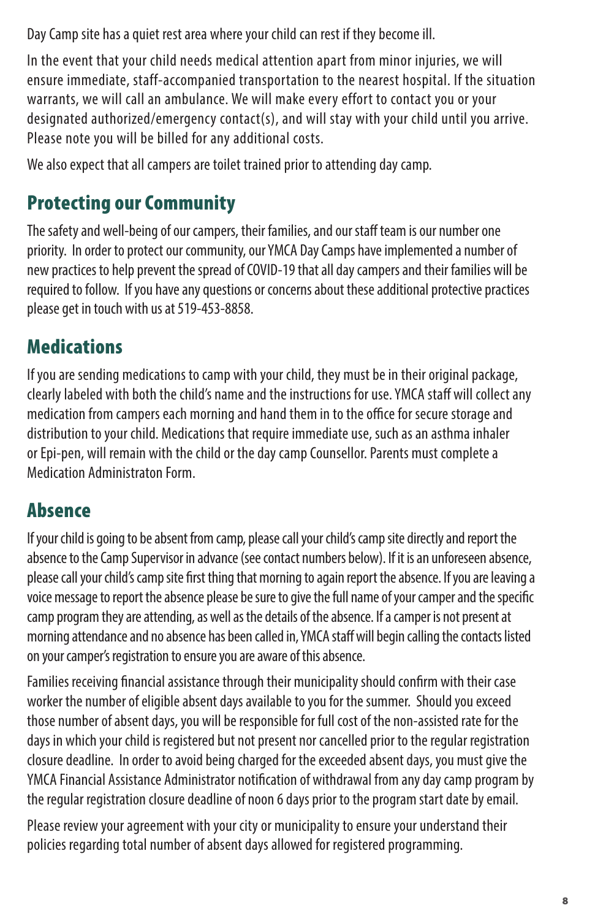Day Camp site has a quiet rest area where your child can rest if they become ill.

In the event that your child needs medical attention apart from minor injuries, we will ensure immediate, staff-accompanied transportation to the nearest hospital. If the situation warrants, we will call an ambulance. We will make every effort to contact you or your designated authorized/emergency contact(s), and will stay with your child until you arrive. Please note you will be billed for any additional costs.

We also expect that all campers are toilet trained prior to attending day camp.

## Protecting our Community

The safety and well-being of our campers, their families, and our staff team is our number one priority. In order to protect our community, our YMCA Day Camps have implemented a number of new practices to help prevent the spread of COVID-19 that all day campers and their families will be required to follow. If you have any questions or concerns about these additional protective practices please get in touch with us at 519-453-8858.

## Medications

If you are sending medications to camp with your child, they must be in their original package, clearly labeled with both the child's name and the instructions for use. YMCA staff will collect any medication from campers each morning and hand them in to the office for secure storage and distribution to your child. Medications that require immediate use, such as an asthma inhaler or Epi-pen, will remain with the child or the day camp Counsellor. Parents must complete a Medication Administraton Form.

## Absence

If your child is going to be absent from camp, please call your child's camp site directly and report the absence to the Camp Supervisor in advance (see contact numbers below). If it is an unforeseen absence, please call your child's camp site first thing that morning to again report the absence. If you are leaving a voice message to report the absence please be sure to give the full name of your camper and the specific camp program they are attending, as well as the details of the absence. If a camper is not present at morning attendance and no absence has been called in, YMCA staff will begin calling the contacts listed on your camper's registration to ensure you are aware of this absence.

Families receiving financial assistance through their municipality should confirm with their case worker the number of eligible absent days available to you for the summer. Should you exceed those number of absent days, you will be responsible for full cost of the non-assisted rate for the days in which your child is registered but not present nor cancelled prior to the regular registration closure deadline. In order to avoid being charged for the exceeded absent days, you must give the YMCA Financial Assistance Administrator notification of withdrawal from any day camp program by the regular registration closure deadline of noon 6 days prior to the program start date by email.

Please review your agreement with your city or municipality to ensure your understand their policies regarding total number of absent days allowed for registered programming.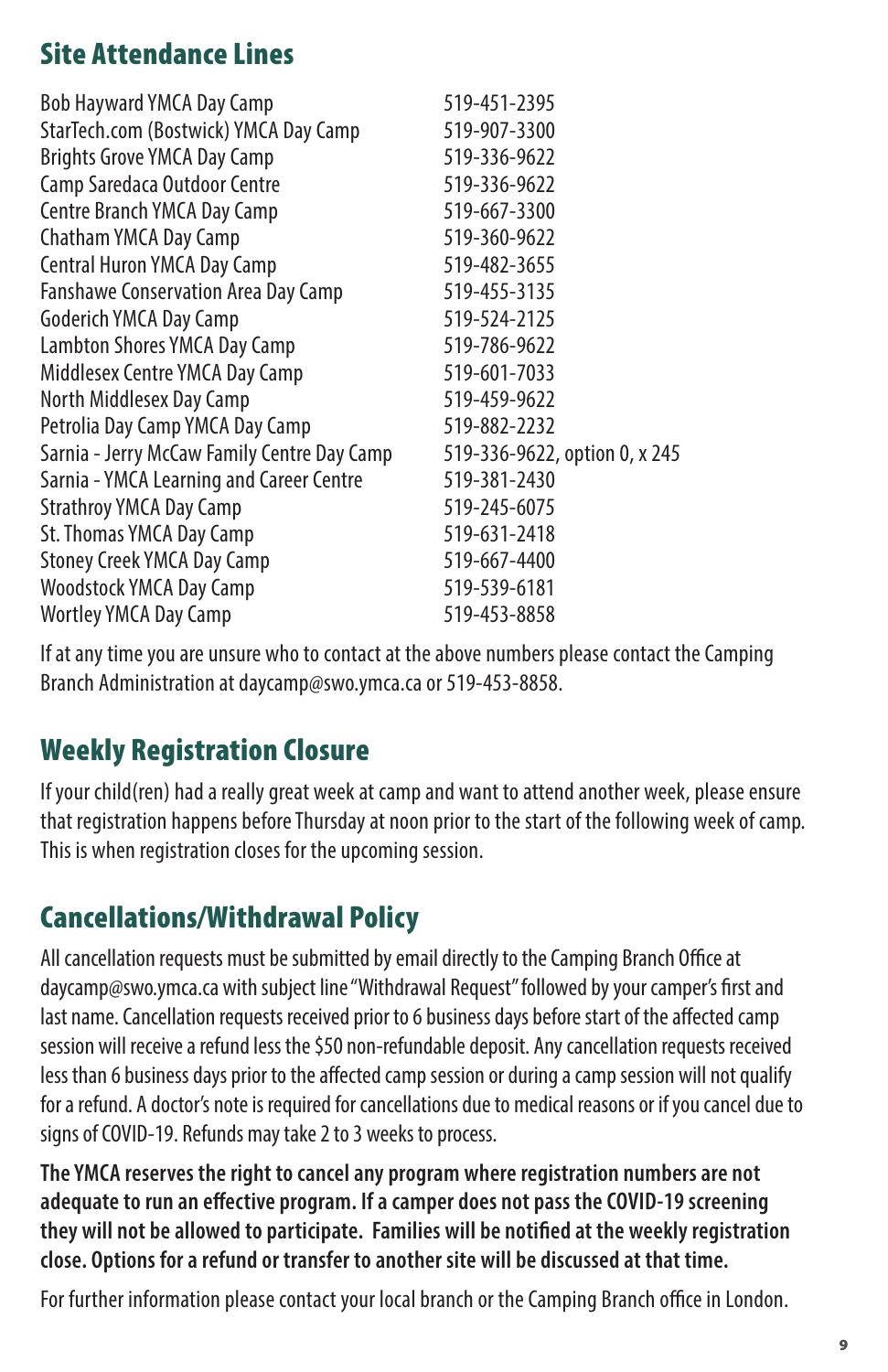## Site Attendance Lines

| | |
|---|---|
| Bob Hayward YMCA Day Camp | 519-451-2395 |
| StarTech.com (Bostwick) YMCA Day Camp | 519-907-3300 |
| Brights Grove YMCA Day Camp | 519-336-9622 |
| Camp Saredaca Outdoor Centre | 519-336-9622 |
| Centre Branch YMCA Day Camp | 519-667-3300 |
| Chatham YMCA Day Camp | 519-360-9622 |
| Central Huron YMCA Day Camp | 519-482-3655 |
| Fanshawe Conservation Area Day Camp | 519-455-3135 |
| Goderich YMCA Day Camp | 519-524-2125 |
| Lambton Shores YMCA Day Camp | 519-786-9622 |
| Middlesex Centre YMCA Day Camp | 519-601-7033 |
| North Middlesex Day Camp | 519-459-9622 |
| Petrolia Day Camp YMCA Day Camp | 519-882-2232 |
| Sarnia - Jerry McCaw Family Centre Day Camp | 519-336-9622, option 0, x 245 |
| Sarnia - YMCA Learning and Career Centre | 519-381-2430 |
| Strathroy YMCA Day Camp | 519-245-6075 |
| St. Thomas YMCA Day Camp | 519-631-2418 |
| Stoney Creek YMCA Day Camp | 519-667-4400 |
| Woodstock YMCA Day Camp | 519-539-6181 |
| Wortley YMCA Day Camp | 519-453-8858 |

If at any time you are unsure who to contact at the above numbers please contact the Camping Branch Administration at daycamp@swo.ymca.ca or 519-453-8858.

## Weekly Registration Closure

If your child(ren) had a really great week at camp and want to attend another week, please ensure that registration happens before Thursday at noon prior to the start of the following week of camp. This is when registration closes for the upcoming session.

## Cancellations/Withdrawal Policy

All cancellation requests must be submitted by email directly to the Camping Branch Office at daycamp@swo.ymca.ca with subject line "Withdrawal Request" followed by your camper's first and last name. Cancellation requests received prior to 6 business days before start of the affected camp session will receive a refund less the $50 non-refundable deposit. Any cancellation requests received less than 6 business days prior to the affected camp session or during a camp session will not qualify for a refund. A doctor's note is required for cancellations due to medical reasons or if you cancel due to signs of COVID-19. Refunds may take 2 to 3 weeks to process.

**The YMCA reserves the right to cancel any program where registration numbers are not adequate to run an effective program. If a camper does not pass the COVID-19 screening they will not be allowed to participate. Families will be notified at the weekly registration close. Options for a refund or transfer to another site will be discussed at that time.**

For further information please contact your local branch or the Camping Branch office in London.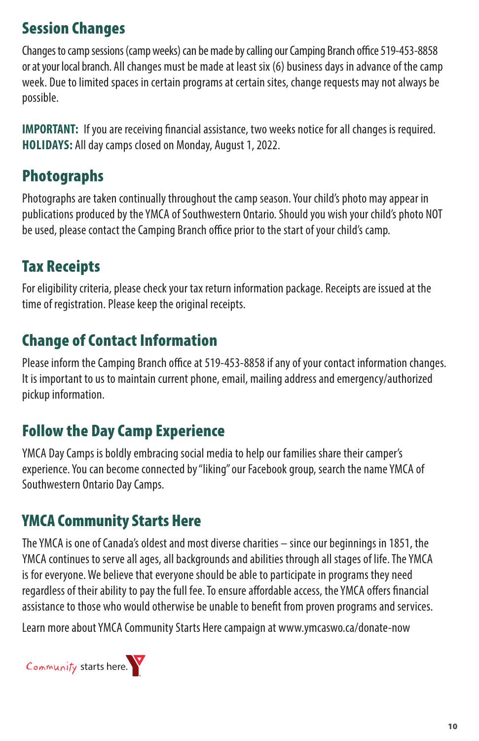## Session Changes

Changes to camp sessions (camp weeks) can be made by calling our Camping Branch office 519-453-8858 or at your local branch. All changes must be made at least six (6) business days in advance of the camp week. Due to limited spaces in certain programs at certain sites, change requests may not always be possible.

**IMPORTANT:** If you are receiving financial assistance, two weeks notice for all changes is required.
**HOLIDAYS:** All day camps closed on Monday, August 1, 2022.

## Photographs

Photographs are taken continually throughout the camp season. Your child's photo may appear in publications produced by the YMCA of Southwestern Ontario. Should you wish your child's photo NOT be used, please contact the Camping Branch office prior to the start of your child's camp.

## Tax Receipts

For eligibility criteria, please check your tax return information package. Receipts are issued at the time of registration. Please keep the original receipts.

## Change of Contact Information

Please inform the Camping Branch office at 519-453-8858 if any of your contact information changes. It is important to us to maintain current phone, email, mailing address and emergency/authorized pickup information.

## Follow the Day Camp Experience

YMCA Day Camps is boldly embracing social media to help our families share their camper's experience. You can become connected by "liking" our Facebook group, search the name YMCA of Southwestern Ontario Day Camps.

## YMCA Community Starts Here

The YMCA is one of Canada's oldest and most diverse charities – since our beginnings in 1851, the YMCA continues to serve all ages, all backgrounds and abilities through all stages of life. The YMCA is for everyone. We believe that everyone should be able to participate in programs they need regardless of their ability to pay the full fee. To ensure affordable access, the YMCA offers financial assistance to those who would otherwise be unable to benefit from proven programs and services.

Learn more about YMCA Community Starts Here campaign at www.ymcaswo.ca/donate-now

Community starts here.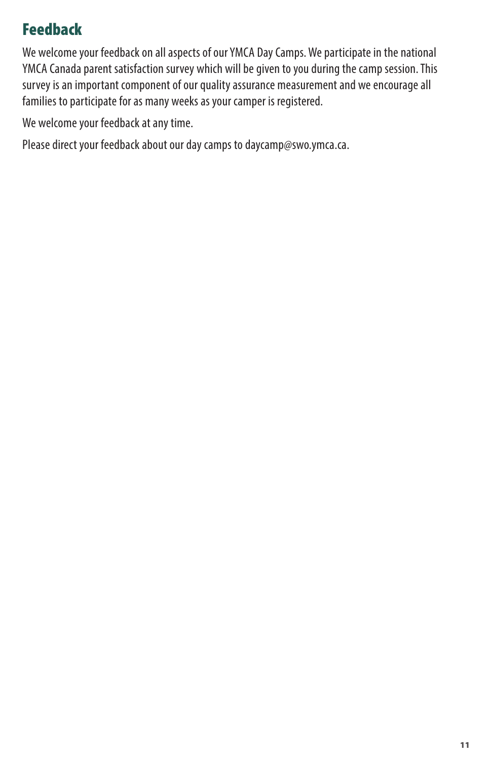## Feedback

We welcome your feedback on all aspects of our YMCA Day Camps. We participate in the national YMCA Canada parent satisfaction survey which will be given to you during the camp session. This survey is an important component of our quality assurance measurement and we encourage all families to participate for as many weeks as your camper is registered.

We welcome your feedback at any time.

Please direct your feedback about our day camps to daycamp@swo.ymca.ca.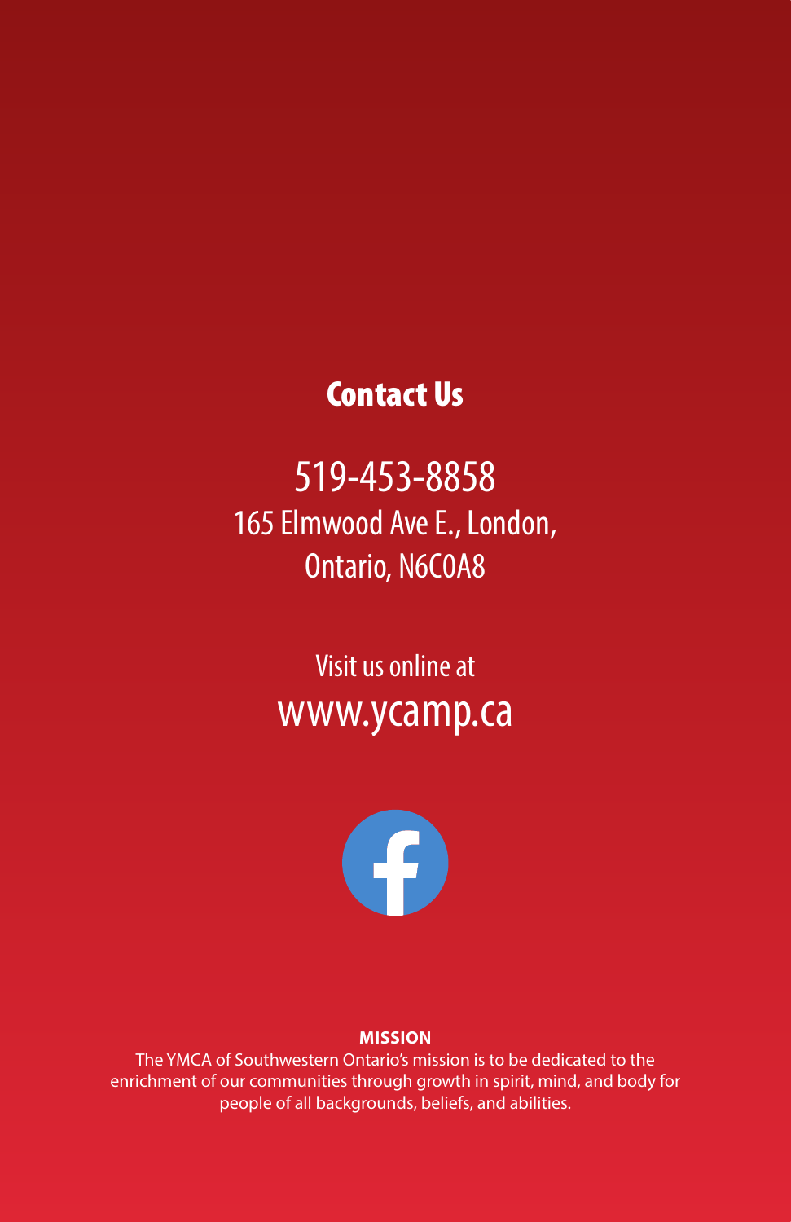## Contact Us

519-453-8858
165 Elmwood Ave E., London,
Ontario, N6C0A8

Visit us online at
www.ycamp.ca

**MISSION**
The YMCA of Southwestern Ontario's mission is to be dedicated to the enrichment of our communities through growth in spirit, mind, and body for people of all backgrounds, beliefs, and abilities.